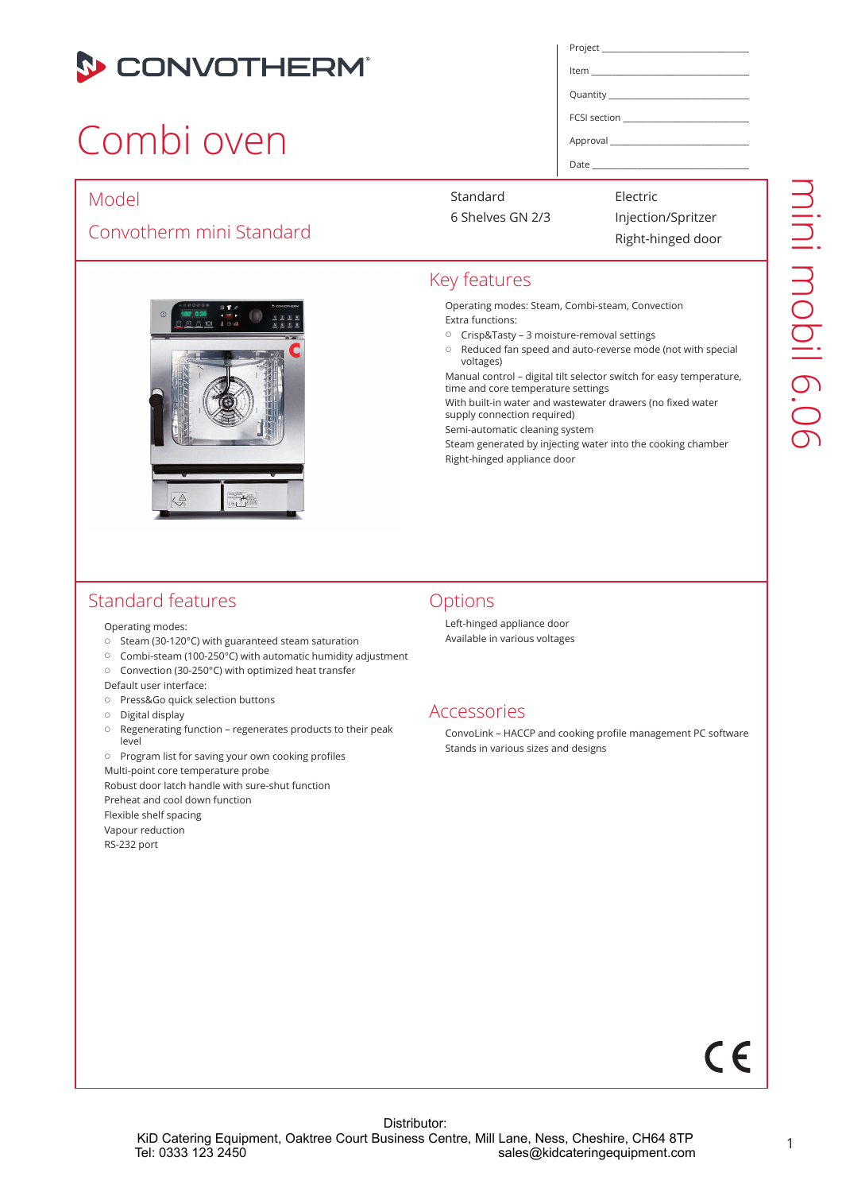# CONVOTHERM

# Combi oven

| Project |
|---|
| Item |
| Quantity |
| FCSI section |
| Approval |
| Date |

mini mobil 6.06

## Model

## Convotherm mini Standard

Standard
6 Shelves GN 2/3

Electric
Injection/Spritzer
Right-hinged door

## Key features

Operating modes: Steam, Combi-steam, Convection
Extra functions:

- Crisp&Tasty – 3 moisture-removal settings
- Reduced fan speed and auto-reverse mode (not with special voltages)

Manual control – digital tilt selector switch for easy temperature, time and core temperature settings
With built-in water and wastewater drawers (no fixed water supply connection required)
Semi-automatic cleaning system
Steam generated by injecting water into the cooking chamber
Right-hinged appliance door

## Standard features

Operating modes:

- Steam (30-120°C) with guaranteed steam saturation
- Combi-steam (100-250°C) with automatic humidity adjustment
- Convection (30-250°C) with optimized heat transfer

Default user interface:

- Press&Go quick selection buttons
- Digital display
- Regenerating function – regenerates products to their peak level
- Program list for saving your own cooking profiles

Multi-point core temperature probe
Robust door latch handle with sure-shut function
Preheat and cool down function
Flexible shelf spacing
Vapour reduction
RS-232 port

## Options

Left-hinged appliance door
Available in various voltages

## Accessories

ConvoLink – HACCP and cooking profile management PC software
Stands in various sizes and designs

CE

Distributor:
KiD Catering Equipment, Oaktree Court Business Centre, Mill Lane, Ness, Cheshire, CH64 8TP
Tel: 0333 123 2450 sales@kidcateringequipment.com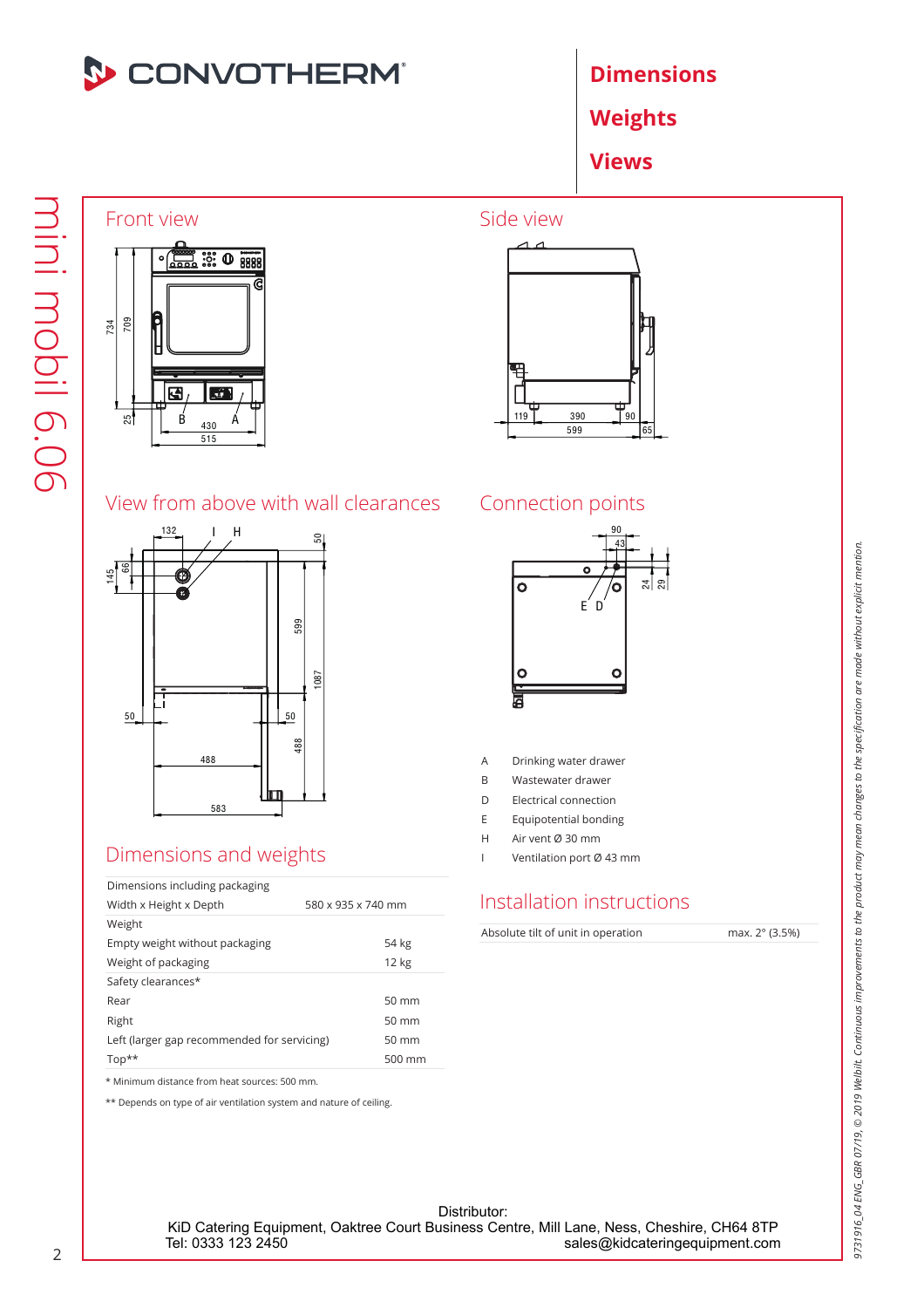# Dimensions
# Weights
# Views

## Front view

## Side view

## View from above with wall clearances

## Connection points

| | |
|---|---|
| A | Drinking water drawer |
| B | Wastewater drawer |
| D | Electrical connection |
| E | Equipotential bonding |
| H | Air vent Ø 30 mm |
| I | Ventilation port Ø 43 mm |

## Dimensions and weights

| | |
|---|---|
| Dimensions including packaging | |
| Width x Height x Depth | 580 x 935 x 740 mm |
| Weight | |
| Empty weight without packaging | 54 kg |
| Weight of packaging | 12 kg |
| Safety clearances* | |
| Rear | 50 mm |
| Right | 50 mm |
| Left (larger gap recommended for servicing) | 50 mm |
| Top** | 500 mm |

\* Minimum distance from heat sources: 500 mm.

** Depends on type of air ventilation system and nature of ceiling.

## Installation instructions

| | |
|---|---|
| Absolute tilt of unit in operation | max. 2° (3.5%) |

Distributor:
KiD Catering Equipment, Oaktree Court Business Centre, Mill Lane, Ness, Cheshire, CH64 8TP
Tel: 0333 123 2450 sales@kidcateringequipment.com

9731916_04 ENG_GBR 07/19, © 2019 Welbilt. Continuous improvements to the product may mean changes to the specification are made without explicit mention.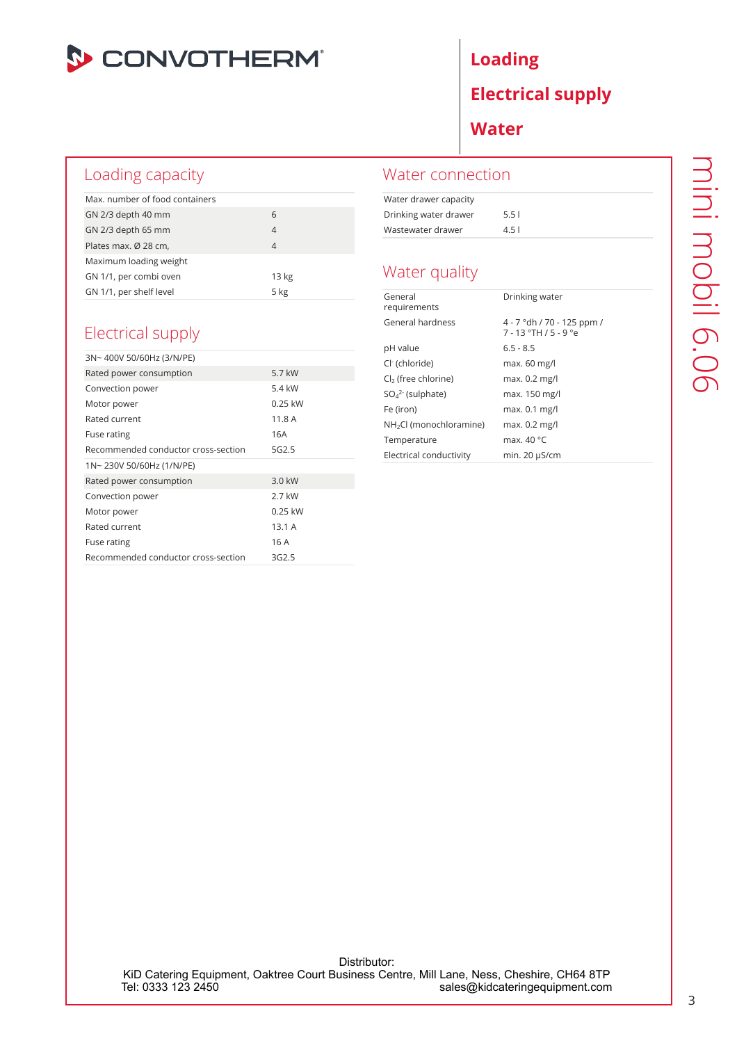# Loading
# Electrical supply
# Water

## Loading capacity

| Max. number of food containers | |
|---|---|
| GN 2/3 depth 40 mm | 6 |
| GN 2/3 depth 65 mm | 4 |
| Plates max. Ø 28 cm, | 4 |
| Maximum loading weight | |
| GN 1/1, per combi oven | 13 kg |
| GN 1/1, per shelf level | 5 kg |

## Electrical supply

| 3N~ 400V 50/60Hz (3/N/PE) | |
|---|---|
| Rated power consumption | 5.7 kW |
| Convection power | 5.4 kW |
| Motor power | 0.25 kW |
| Rated current | 11.8 A |
| Fuse rating | 16A |
| Recommended conductor cross-section | 5G2.5 |
| **1N~ 230V 50/60Hz (1/N/PE)** | |
| Rated power consumption | 3.0 kW |
| Convection power | 2.7 kW |
| Motor power | 0.25 kW |
| Rated current | 13.1 A |
| Fuse rating | 16 A |
| Recommended conductor cross-section | 3G2.5 |

## Water connection

| Water drawer capacity | |
|---|---|
| Drinking water drawer | 5.5 l |
| Wastewater drawer | 4.5 l |

## Water quality

| | |
|---|---|
| General requirements | Drinking water |
| General hardness | 4 - 7 °dh / 70 - 125 ppm / 7 - 13 °TH / 5 - 9 °e |
| pH value | 6.5 - 8.5 |
| $Cl^-$ (chloride) | max. 60 mg/l |
| $Cl_2$ (free chlorine) | max. 0.2 mg/l |
| $SO_4^{2-}$ (sulphate) | max. 150 mg/l |
| Fe (iron) | max. 0.1 mg/l |
| $NH_2Cl$ (monochloramine) | max. 0.2 mg/l |
| Temperature | max. 40 °C |
| Electrical conductivity | min. 20 µS/cm |

Distributor:
KiD Catering Equipment, Oaktree Court Business Centre, Mill Lane, Ness, Cheshire, CH64 8TP
Tel: 0333 123 2450 sales@kidcateringequipment.com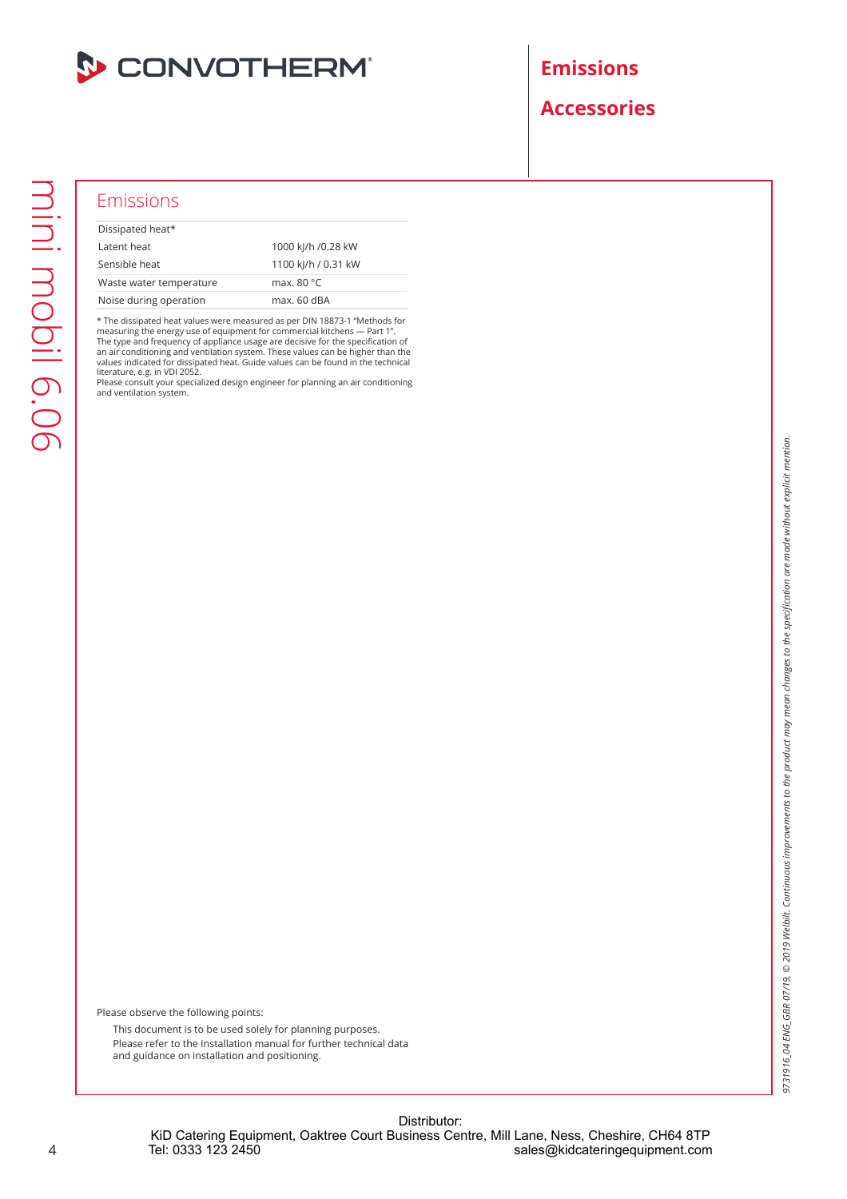# Emissions

# Accessories

## Emissions

| | |
|---|---|
| Dissipated heat* | |
| Latent heat | 1000 kJ/h /0.28 kW |
| Sensible heat | 1100 kJ/h / 0.31 kW |
| Waste water temperature | max. 80 °C |
| Noise during operation | max. 60 dBA |

* The dissipated heat values were measured as per DIN 18873-1 “Methods for measuring the energy use of equipment for commercial kitchens — Part 1”. The type and frequency of appliance usage are decisive for the specification of an air conditioning and ventilation system. These values can be higher than the values indicated for dissipated heat. Guide values can be found in the technical literature, e.g. in VDI 2052.
Please consult your specialized design engineer for planning an air conditioning and ventilation system.

Please observe the following points:

This document is to be used solely for planning purposes.
Please refer to the Installation manual for further technical data and guidance on installation and positioning.

9731916_04 ENG_GBR 07/19, © 2019 Welbilt. Continuous improvements to the product may mean changes to the specification are made without explicit mention.

Distributor:
KiD Catering Equipment, Oaktree Court Business Centre, Mill Lane, Ness, Cheshire, CH64 8TP
Tel: 0333 123 2450 sales@kidcateringequipment.com